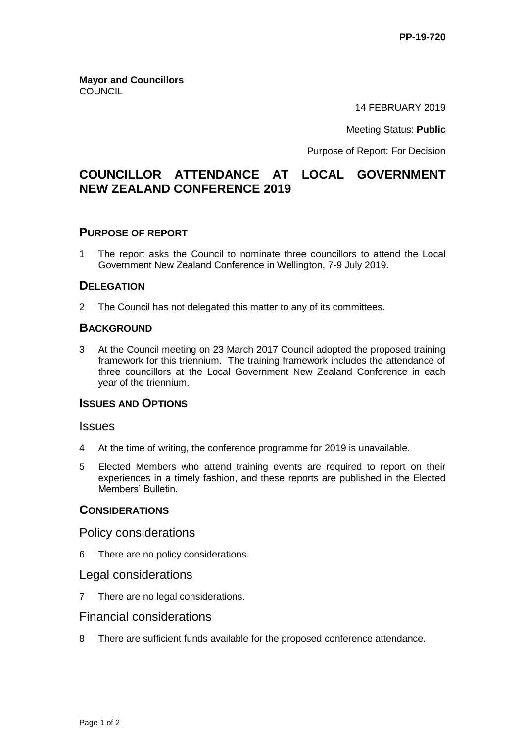PP-19-720

**Mayor and Councillors**
COUNCIL

14 FEBRUARY 2019

Meeting Status: **Public**

Purpose of Report: For Decision

# COUNCILLOR ATTENDANCE AT LOCAL GOVERNMENT NEW ZEALAND CONFERENCE 2019

## PURPOSE OF REPORT

1 The report asks the Council to nominate three councillors to attend the Local Government New Zealand Conference in Wellington, 7-9 July 2019.

## DELEGATION

2 The Council has not delegated this matter to any of its committees.

## BACKGROUND

3 At the Council meeting on 23 March 2017 Council adopted the proposed training framework for this triennium. The training framework includes the attendance of three councillors at the Local Government New Zealand Conference in each year of the triennium.

## ISSUES AND OPTIONS

### Issues

4 At the time of writing, the conference programme for 2019 is unavailable.

5 Elected Members who attend training events are required to report on their experiences in a timely fashion, and these reports are published in the Elected Members' Bulletin.

## CONSIDERATIONS

### Policy considerations

6 There are no policy considerations.

### Legal considerations

7 There are no legal considerations.

### Financial considerations

8 There are sufficient funds available for the proposed conference attendance.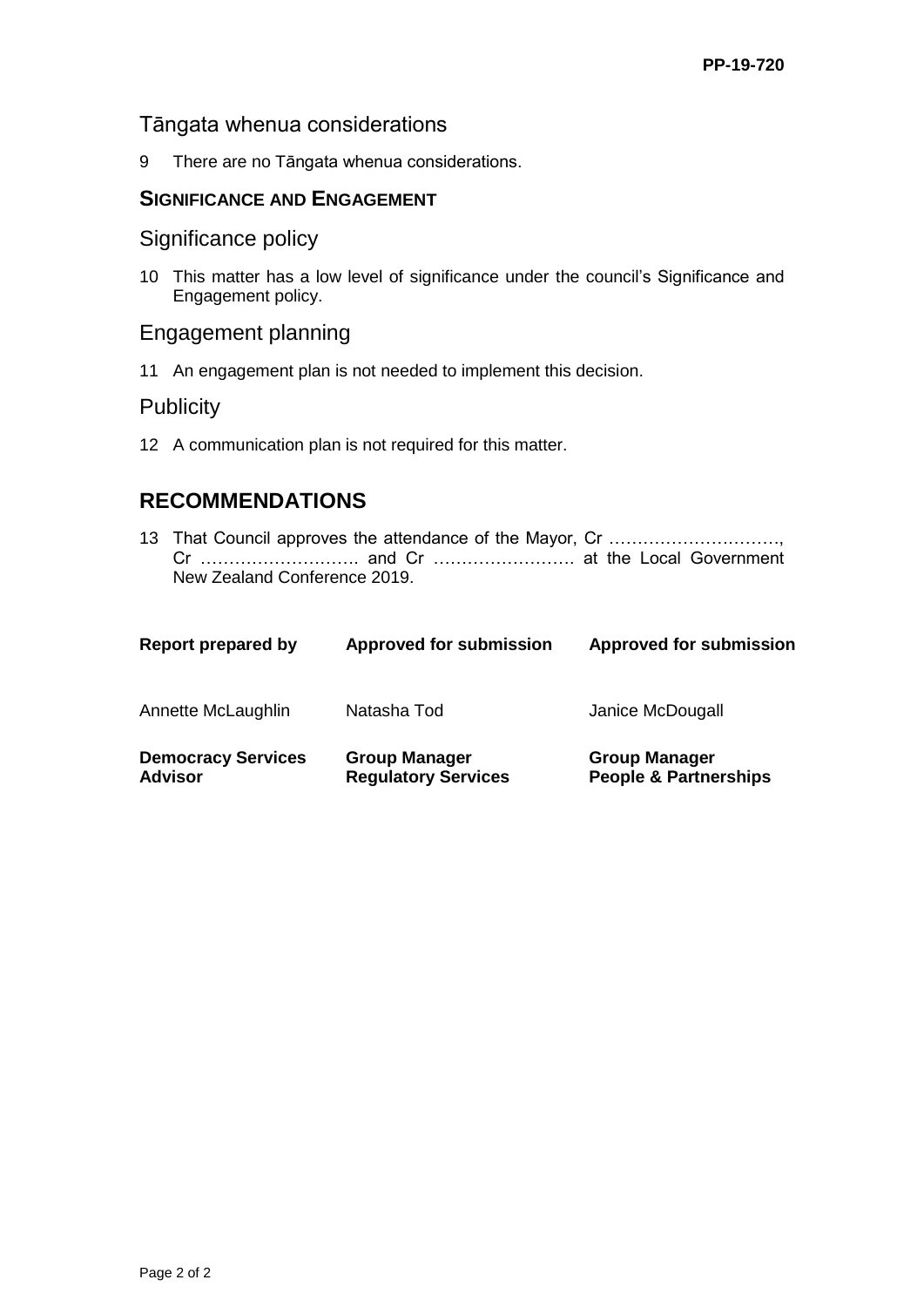## Tāngata whenua considerations

9 There are no Tāngata whenua considerations.

### SIGNIFICANCE AND ENGAGEMENT

## Significance policy

10 This matter has a low level of significance under the council's Significance and Engagement policy.

## Engagement planning

11 An engagement plan is not needed to implement this decision.

## Publicity

12 A communication plan is not required for this matter.

# RECOMMENDATIONS

13 That Council approves the attendance of the Mayor, Cr …………………………, Cr ………………………. and Cr ……………………. at the Local Government New Zealand Conference 2019.

| Report prepared by | Approved for submission | Approved for submission |
|---|---|---|
| Annette McLaughlin | Natasha Tod | Janice McDougall |
| **Democracy Services Advisor** | **Group Manager Regulatory Services** | **Group Manager People & Partnerships** |